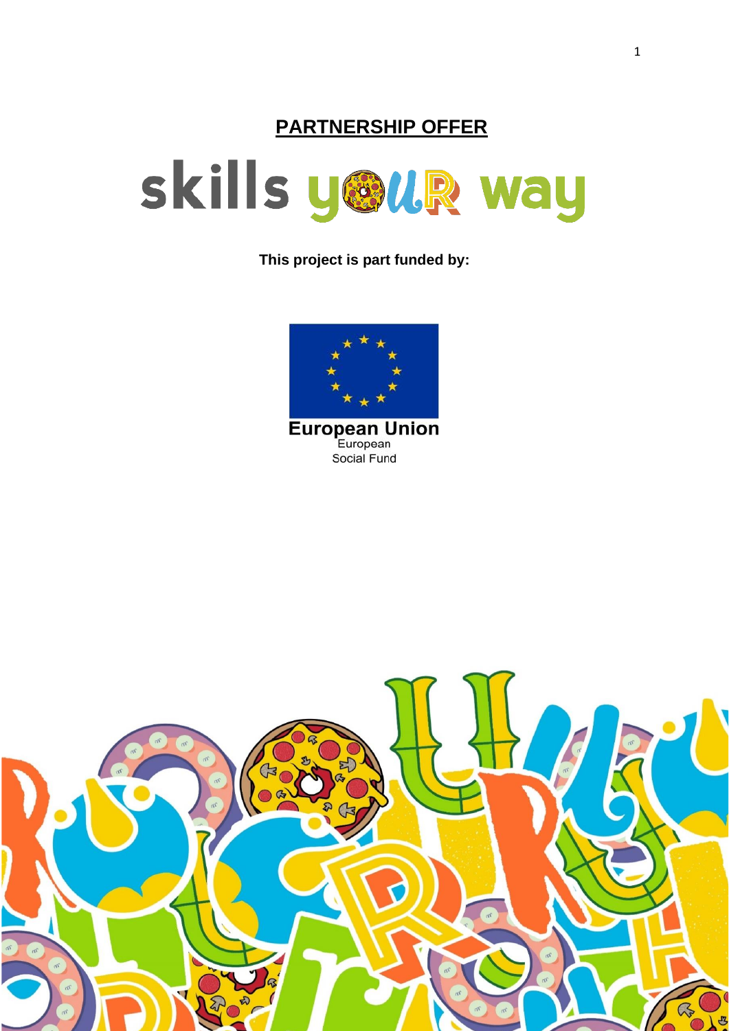# PARTNERSHIP OFFER

## skills your way

**This project is part funded by:**

European Union
European
Social Fund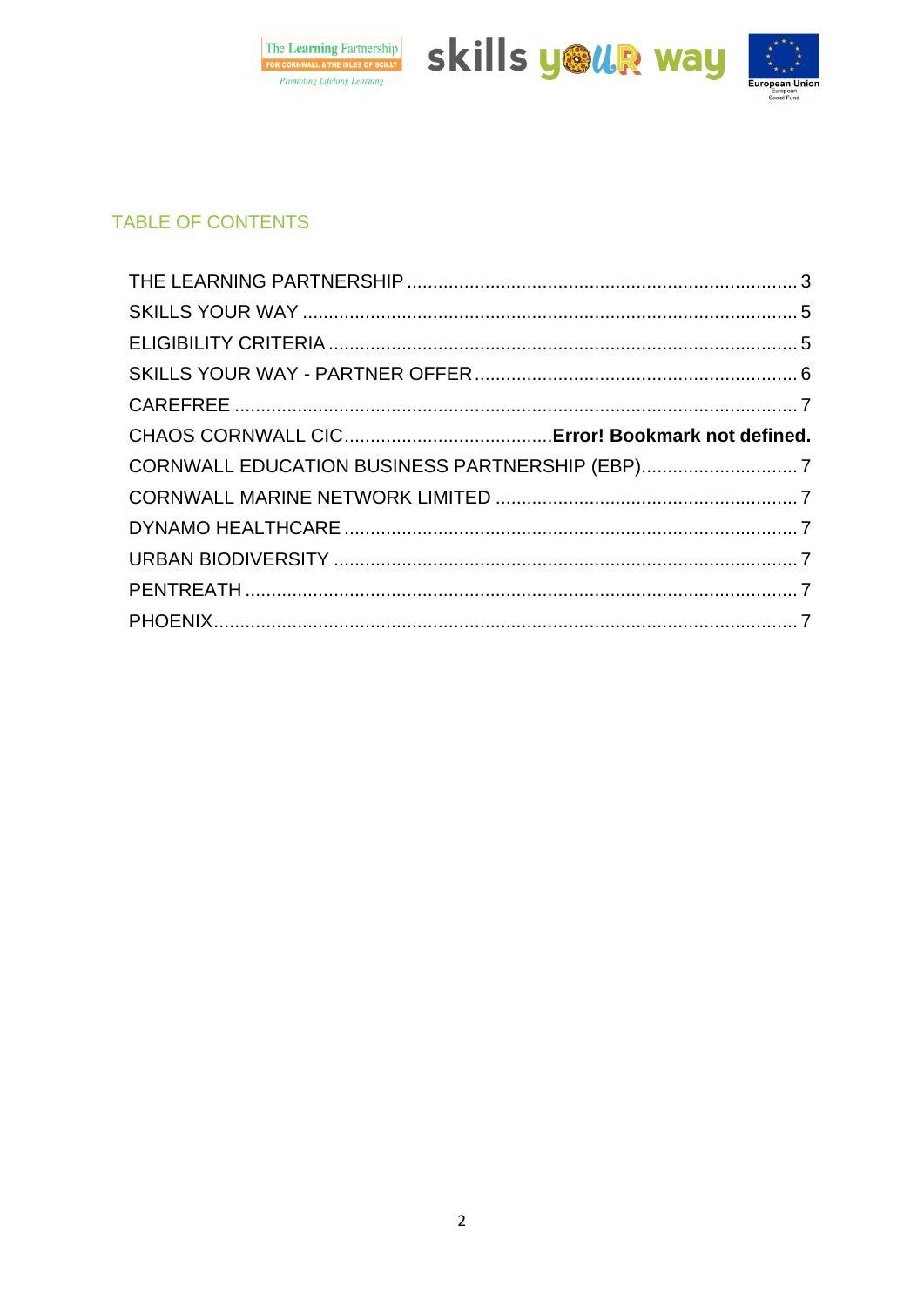## TABLE OF CONTENTS

THE LEARNING PARTNERSHIP ............................................................................ 3
SKILLS YOUR WAY ............................................................................................. 5
ELIGIBILITY CRITERIA ........................................................................................ 5
SKILLS YOUR WAY - PARTNER OFFER ............................................................. 6
CAREFREE ........................................................................................................... 7
CHAOS CORNWALL CIC....................................... **Error! Bookmark not defined.**
CORNWALL EDUCATION BUSINESS PARTNERSHIP (EBP).............................. 7
CORNWALL MARINE NETWORK LIMITED ......................................................... 7
DYNAMO HEALTHCARE ..................................................................................... 7
URBAN BIODIVERSITY ....................................................................................... 7
PENTREATH ........................................................................................................ 7
PHOENIX.............................................................................................................. 7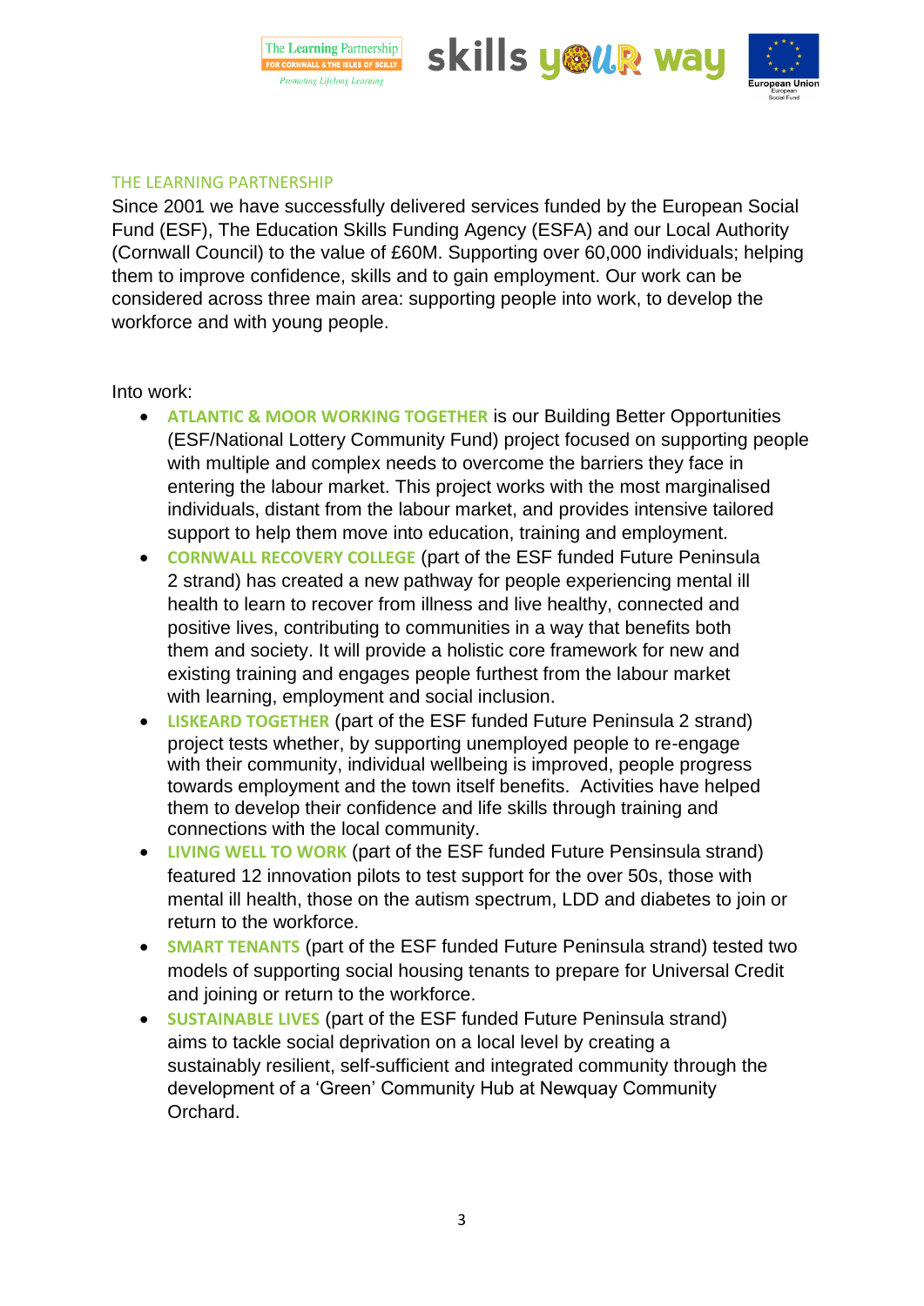## THE LEARNING PARTNERSHIP

Since 2001 we have successfully delivered services funded by the European Social Fund (ESF), The Education Skills Funding Agency (ESFA) and our Local Authority (Cornwall Council) to the value of £60M. Supporting over 60,000 individuals; helping them to improve confidence, skills and to gain employment. Our work can be considered across three main area: supporting people into work, to develop the workforce and with young people.

Into work:

- **ATLANTIC & MOOR WORKING TOGETHER** is our Building Better Opportunities (ESF/National Lottery Community Fund) project focused on supporting people with multiple and complex needs to overcome the barriers they face in entering the labour market. This project works with the most marginalised individuals, distant from the labour market, and provides intensive tailored support to help them move into education, training and employment.
- **CORNWALL RECOVERY COLLEGE** (part of the ESF funded Future Peninsula 2 strand) has created a new pathway for people experiencing mental ill health to learn to recover from illness and live healthy, connected and positive lives, contributing to communities in a way that benefits both them and society. It will provide a holistic core framework for new and existing training and engages people furthest from the labour market with learning, employment and social inclusion.
- **LISKEARD TOGETHER** (part of the ESF funded Future Peninsula 2 strand) project tests whether, by supporting unemployed people to re-engage with their community, individual wellbeing is improved, people progress towards employment and the town itself benefits. Activities have helped them to develop their confidence and life skills through training and connections with the local community.
- **LIVING WELL TO WORK** (part of the ESF funded Future Pensinsula strand) featured 12 innovation pilots to test support for the over 50s, those with mental ill health, those on the autism spectrum, LDD and diabetes to join or return to the workforce.
- **SMART TENANTS** (part of the ESF funded Future Peninsula strand) tested two models of supporting social housing tenants to prepare for Universal Credit and joining or return to the workforce.
- **SUSTAINABLE LIVES** (part of the ESF funded Future Peninsula strand) aims to tackle social deprivation on a local level by creating a sustainably resilient, self-sufficient and integrated community through the development of a 'Green' Community Hub at Newquay Community Orchard.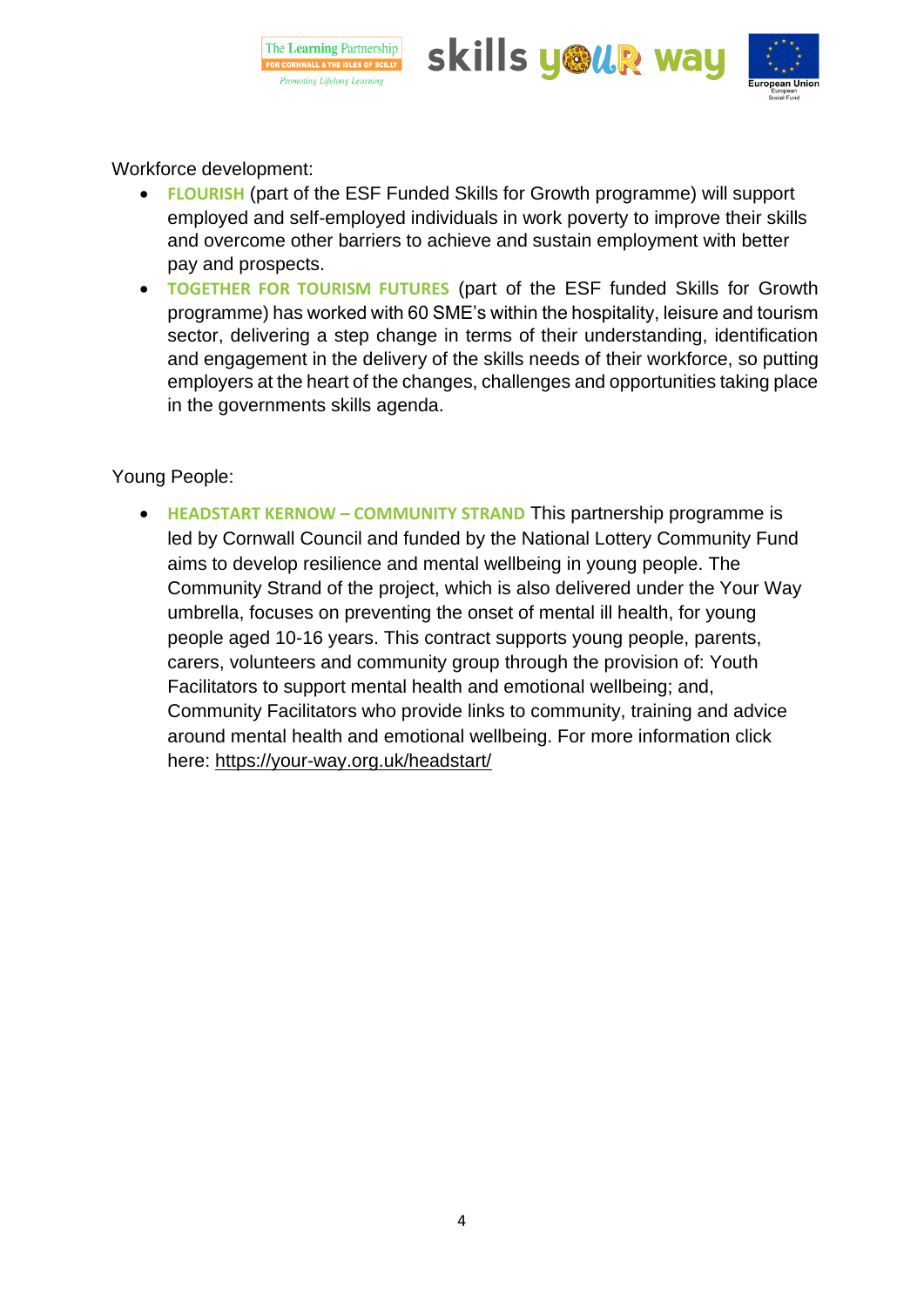Workforce development:

- **FLOURISH** (part of the ESF Funded Skills for Growth programme) will support employed and self-employed individuals in work poverty to improve their skills and overcome other barriers to achieve and sustain employment with better pay and prospects.
- **TOGETHER FOR TOURISM FUTURES** (part of the ESF funded Skills for Growth programme) has worked with 60 SME's within the hospitality, leisure and tourism sector, delivering a step change in terms of their understanding, identification and engagement in the delivery of the skills needs of their workforce, so putting employers at the heart of the changes, challenges and opportunities taking place in the governments skills agenda.

Young People:

- **HEADSTART KERNOW – COMMUNITY STRAND** This partnership programme is led by Cornwall Council and funded by the National Lottery Community Fund aims to develop resilience and mental wellbeing in young people. The Community Strand of the project, which is also delivered under the Your Way umbrella, focuses on preventing the onset of mental ill health, for young people aged 10-16 years. This contract supports young people, parents, carers, volunteers and community group through the provision of: Youth Facilitators to support mental health and emotional wellbeing; and, Community Facilitators who provide links to community, training and advice around mental health and emotional wellbeing. For more information click here: https://your-way.org.uk/headstart/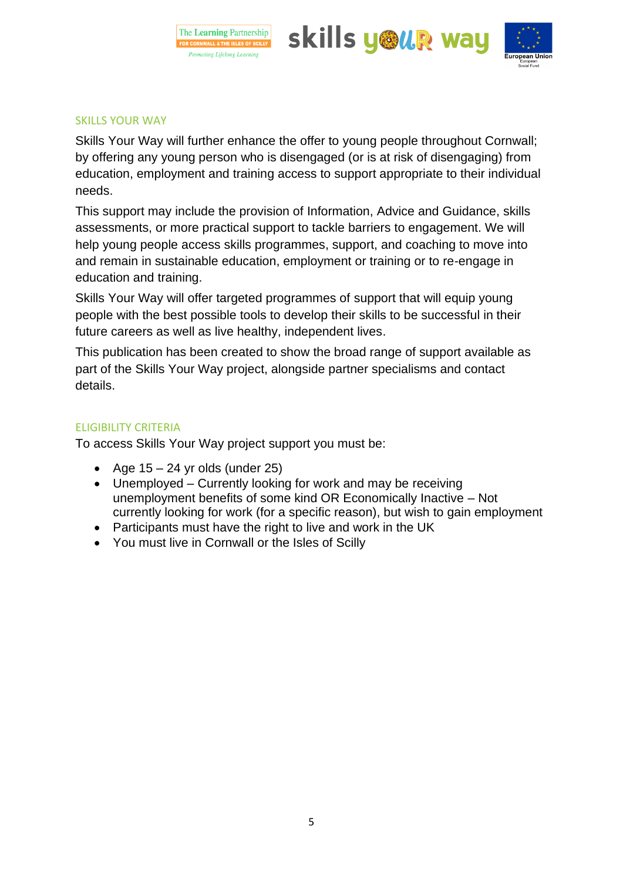## SKILLS YOUR WAY

Skills Your Way will further enhance the offer to young people throughout Cornwall; by offering any young person who is disengaged (or is at risk of disengaging) from education, employment and training access to support appropriate to their individual needs.

This support may include the provision of Information, Advice and Guidance, skills assessments, or more practical support to tackle barriers to engagement. We will help young people access skills programmes, support, and coaching to move into and remain in sustainable education, employment or training or to re-engage in education and training.

Skills Your Way will offer targeted programmes of support that will equip young people with the best possible tools to develop their skills to be successful in their future careers as well as live healthy, independent lives.

This publication has been created to show the broad range of support available as part of the Skills Your Way project, alongside partner specialisms and contact details.

## ELIGIBILITY CRITERIA

To access Skills Your Way project support you must be:

- Age 15 – 24 yr olds (under 25)
- Unemployed – Currently looking for work and may be receiving unemployment benefits of some kind OR Economically Inactive – Not currently looking for work (for a specific reason), but wish to gain employment
- Participants must have the right to live and work in the UK
- You must live in Cornwall or the Isles of Scilly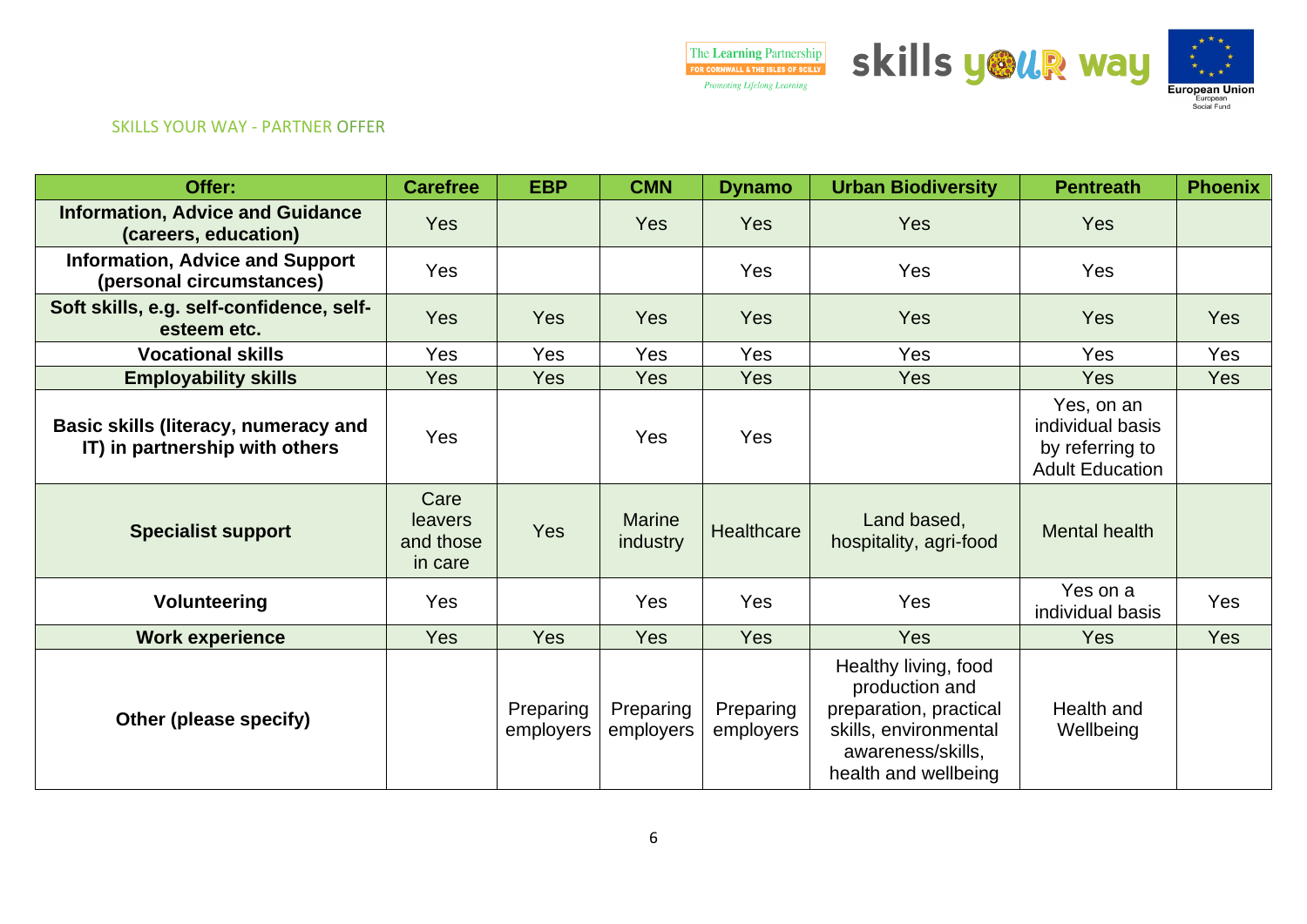SKILLS YOUR WAY - PARTNER OFFER

| Offer: | Carefree | EBP | CMN | Dynamo | Urban Biodiversity | Pentreath | Phoenix |
|---|---|---|---|---|---|---|---|
| **Information, Advice and Guidance (careers, education)** | Yes | | Yes | Yes | Yes | Yes | |
| **Information, Advice and Support (personal circumstances)** | Yes | | | Yes | Yes | Yes | |
| **Soft skills, e.g. self-confidence, self-esteem etc.** | Yes | Yes | Yes | Yes | Yes | Yes | Yes |
| **Vocational skills** | Yes | Yes | Yes | Yes | Yes | Yes | Yes |
| **Employability skills** | Yes | Yes | Yes | Yes | Yes | Yes | Yes |
| **Basic skills (literacy, numeracy and IT) in partnership with others** | Yes | | Yes | Yes | | Yes, on an individual basis by referring to Adult Education | |
| **Specialist support** | Care leavers and those in care | Yes | Marine industry | Healthcare | Land based, hospitality, agri-food | Mental health | |
| **Volunteering** | Yes | | Yes | Yes | Yes | Yes on a individual basis | Yes |
| **Work experience** | Yes | Yes | Yes | Yes | Yes | Yes | Yes |
| **Other (please specify)** | | Preparing employers | Preparing employers | Preparing employers | Healthy living, food production and preparation, practical skills, environmental awareness/skills, health and wellbeing | Health and Wellbeing | |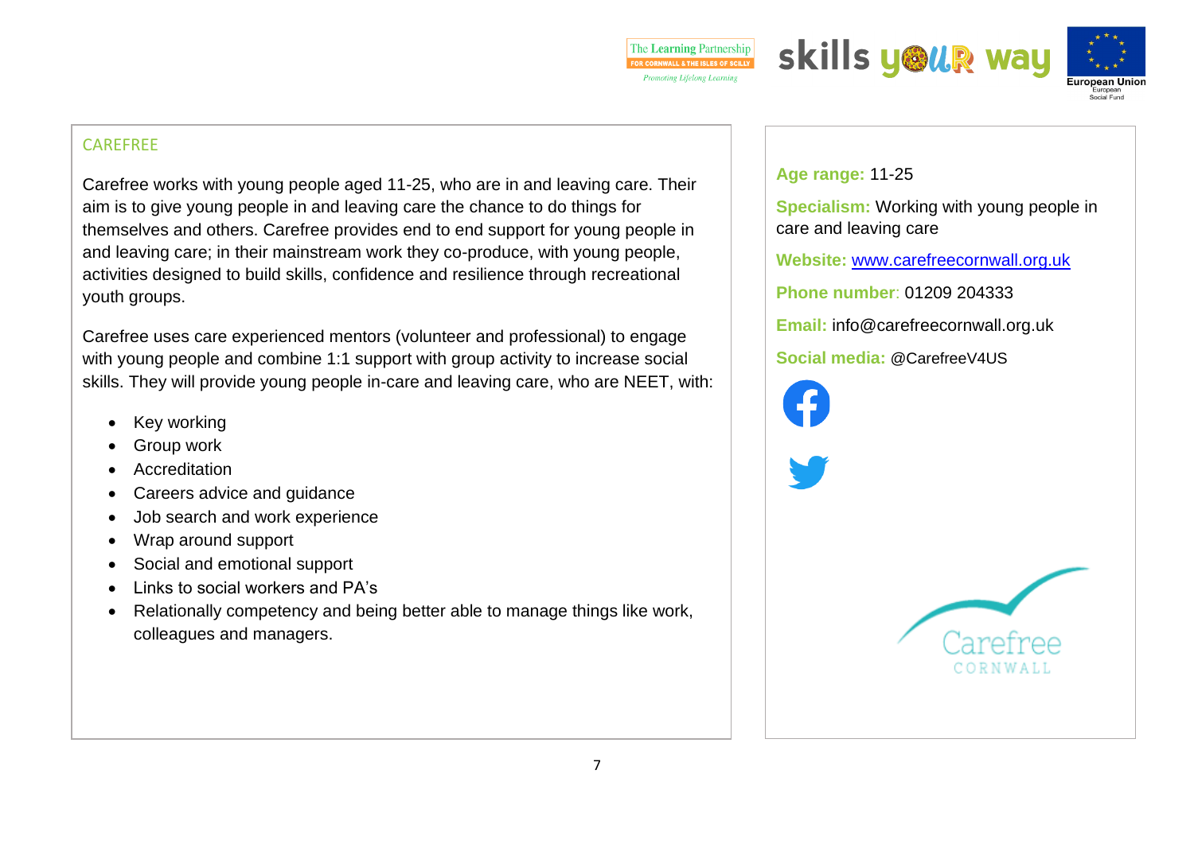## CAREFREE

Carefree works with young people aged 11-25, who are in and leaving care. Their aim is to give young people in and leaving care the chance to do things for themselves and others. Carefree provides end to end support for young people in and leaving care; in their mainstream work they co-produce, with young people, activities designed to build skills, confidence and resilience through recreational youth groups.

Carefree uses care experienced mentors (volunteer and professional) to engage with young people and combine 1:1 support with group activity to increase social skills. They will provide young people in-care and leaving care, who are NEET, with:

- Key working
- Group work
- Accreditation
- Careers advice and guidance
- Job search and work experience
- Wrap around support
- Social and emotional support
- Links to social workers and PA's
- Relationally competency and being better able to manage things like work, colleagues and managers.

**Age range:** 11-25

**Specialism:** Working with young people in care and leaving care

**Website:** www.carefreecornwall.org.uk

**Phone number**: 01209 204333

**Email:** info@carefreecornwall.org.uk

**Social media:** @CarefreeV4US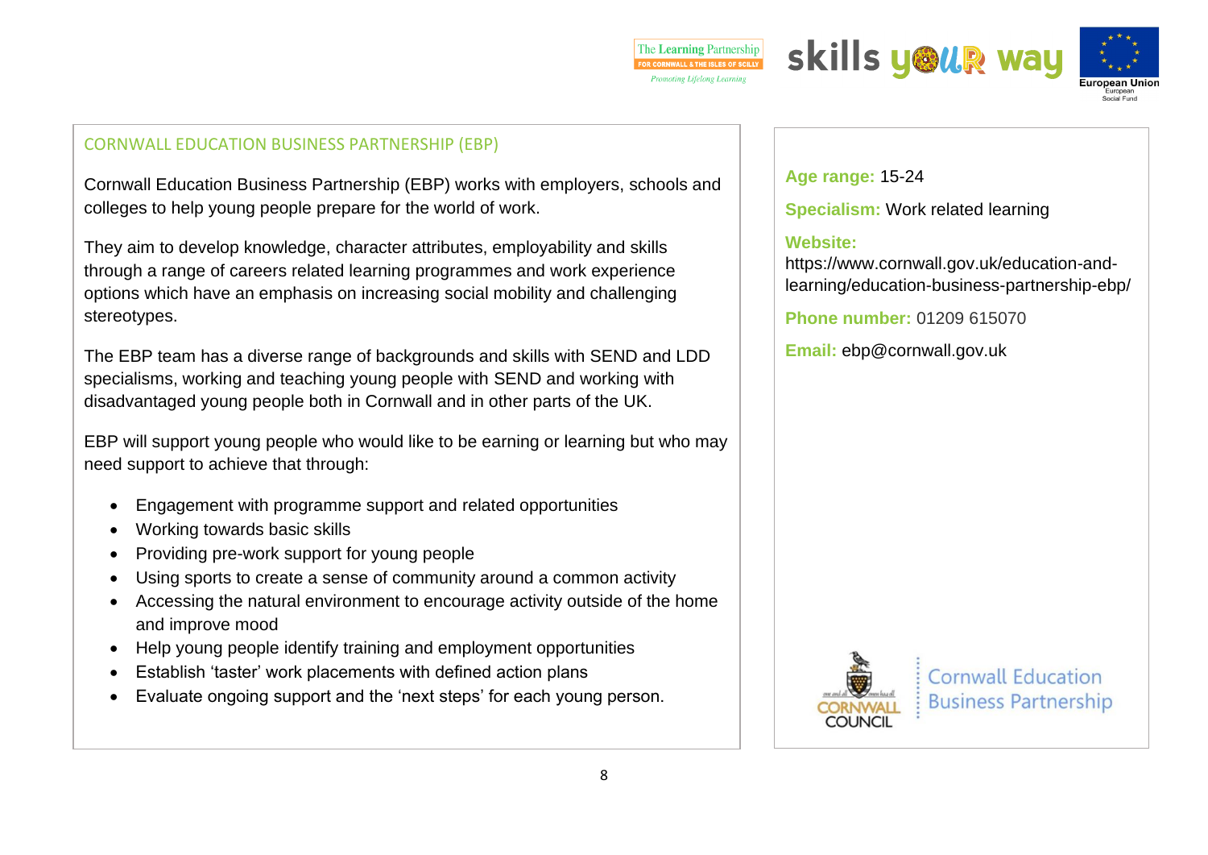## CORNWALL EDUCATION BUSINESS PARTNERSHIP (EBP)

Cornwall Education Business Partnership (EBP) works with employers, schools and colleges to help young people prepare for the world of work.

They aim to develop knowledge, character attributes, employability and skills through a range of careers related learning programmes and work experience options which have an emphasis on increasing social mobility and challenging stereotypes.

The EBP team has a diverse range of backgrounds and skills with SEND and LDD specialisms, working and teaching young people with SEND and working with disadvantaged young people both in Cornwall and in other parts of the UK.

EBP will support young people who would like to be earning or learning but who may need support to achieve that through:

- Engagement with programme support and related opportunities
- Working towards basic skills
- Providing pre-work support for young people
- Using sports to create a sense of community around a common activity
- Accessing the natural environment to encourage activity outside of the home and improve mood
- Help young people identify training and employment opportunities
- Establish 'taster' work placements with defined action plans
- Evaluate ongoing support and the 'next steps' for each young person.

**Age range:** 15-24

**Specialism:** Work related learning

**Website:**
https://www.cornwall.gov.uk/education-and-learning/education-business-partnership-ebp/

**Phone number:** 01209 615070

**Email:** ebp@cornwall.gov.uk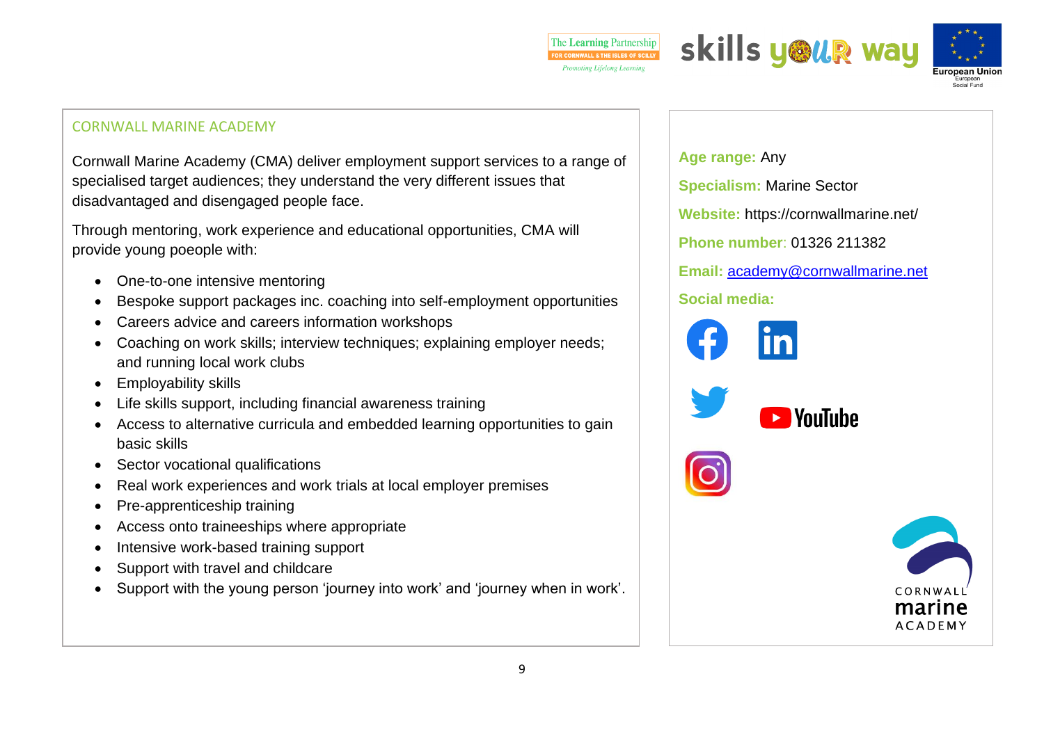## CORNWALL MARINE ACADEMY

Cornwall Marine Academy (CMA) deliver employment support services to a range of specialised target audiences; they understand the very different issues that disadvantaged and disengaged people face.

Through mentoring, work experience and educational opportunities, CMA will provide young poeople with:

- One-to-one intensive mentoring
- Bespoke support packages inc. coaching into self-employment opportunities
- Careers advice and careers information workshops
- Coaching on work skills; interview techniques; explaining employer needs; and running local work clubs
- Employability skills
- Life skills support, including financial awareness training
- Access to alternative curricula and embedded learning opportunities to gain basic skills
- Sector vocational qualifications
- Real work experiences and work trials at local employer premises
- Pre-apprenticeship training
- Access onto traineeships where appropriate
- Intensive work-based training support
- Support with travel and childcare
- Support with the young person 'journey into work' and 'journey when in work'.

**Age range:** Any

**Specialism:** Marine Sector

**Website:** https://cornwallmarine.net/

**Phone number**: 01326 211382

**Email:** academy@cornwallmarine.net

**Social media:**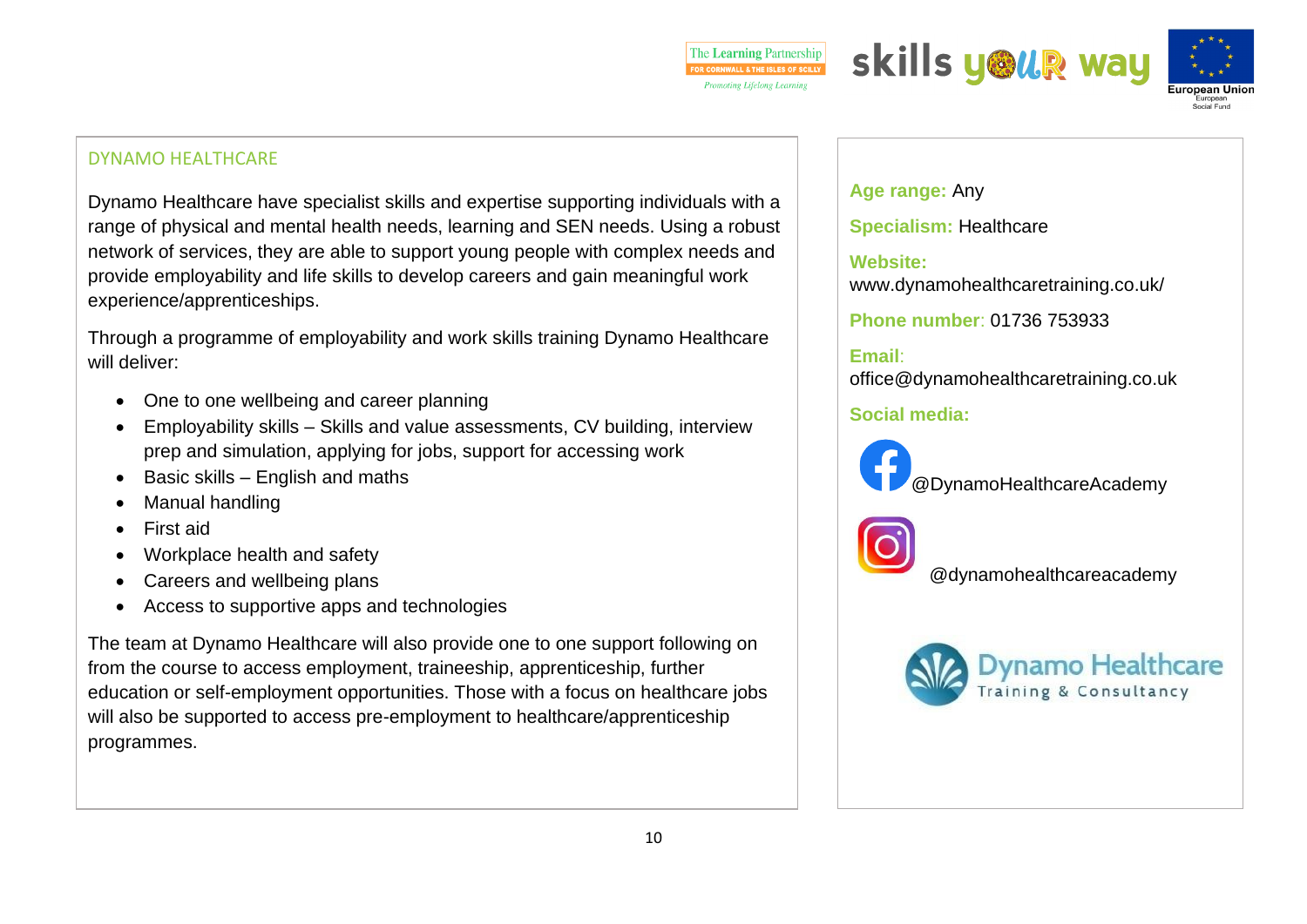## DYNAMO HEALTHCARE

Dynamo Healthcare have specialist skills and expertise supporting individuals with a range of physical and mental health needs, learning and SEN needs. Using a robust network of services, they are able to support young people with complex needs and provide employability and life skills to develop careers and gain meaningful work experience/apprenticeships.

Through a programme of employability and work skills training Dynamo Healthcare will deliver:

- One to one wellbeing and career planning
- Employability skills – Skills and value assessments, CV building, interview prep and simulation, applying for jobs, support for accessing work
- Basic skills – English and maths
- Manual handling
- First aid
- Workplace health and safety
- Careers and wellbeing plans
- Access to supportive apps and technologies

The team at Dynamo Healthcare will also provide one to one support following on from the course to access employment, traineeship, apprenticeship, further education or self-employment opportunities. Those with a focus on healthcare jobs will also be supported to access pre-employment to healthcare/apprenticeship programmes.

**Age range:** Any

**Specialism:** Healthcare

**Website:** www.dynamohealthcaretraining.co.uk/

**Phone number**: 01736 753933

**Email**: office@dynamohealthcaretraining.co.uk

**Social media:**

Facebook: @DynamoHealthcareAcademy

Instagram: @dynamohealthcareacademy

Dynamo Healthcare Training & Consultancy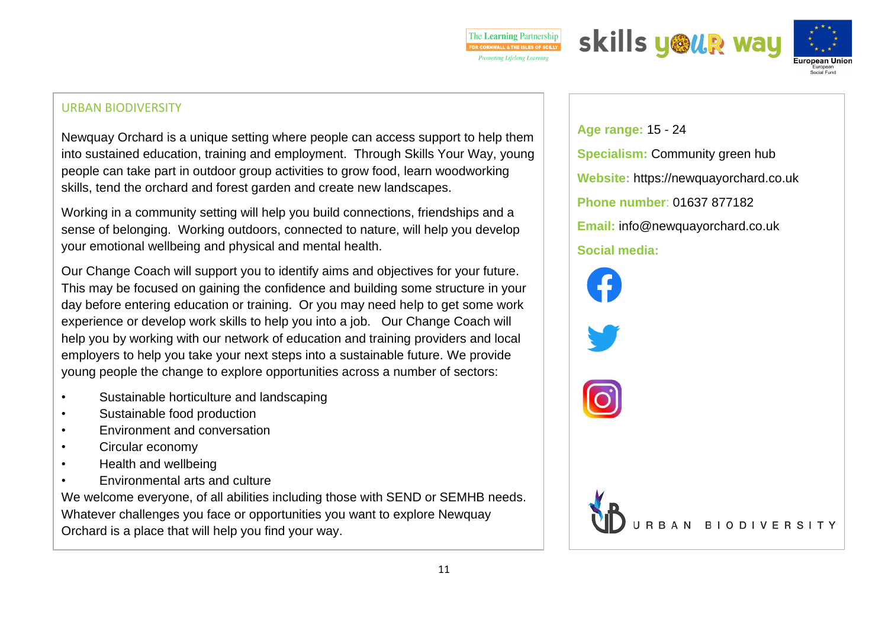## URBAN BIODIVERSITY

Newquay Orchard is a unique setting where people can access support to help them into sustained education, training and employment. Through Skills Your Way, young people can take part in outdoor group activities to grow food, learn woodworking skills, tend the orchard and forest garden and create new landscapes.

Working in a community setting will help you build connections, friendships and a sense of belonging. Working outdoors, connected to nature, will help you develop your emotional wellbeing and physical and mental health.

Our Change Coach will support you to identify aims and objectives for your future. This may be focused on gaining the confidence and building some structure in your day before entering education or training. Or you may need help to get some work experience or develop work skills to help you into a job. Our Change Coach will help you by working with our network of education and training providers and local employers to help you take your next steps into a sustainable future. We provide young people the change to explore opportunities across a number of sectors:

- Sustainable horticulture and landscaping
- Sustainable food production
- Environment and conversation
- Circular economy
- Health and wellbeing
- Environmental arts and culture

We welcome everyone, of all abilities including those with SEND or SEMHB needs. Whatever challenges you face or opportunities you want to explore Newquay Orchard is a place that will help you find your way.

**Age range:** 15 - 24

**Specialism:** Community green hub

**Website:** https://newquayorchard.co.uk

**Phone number**: 01637 877182

**Email:** info@newquayorchard.co.uk

**Social media:**

URBAN BIODIVERSITY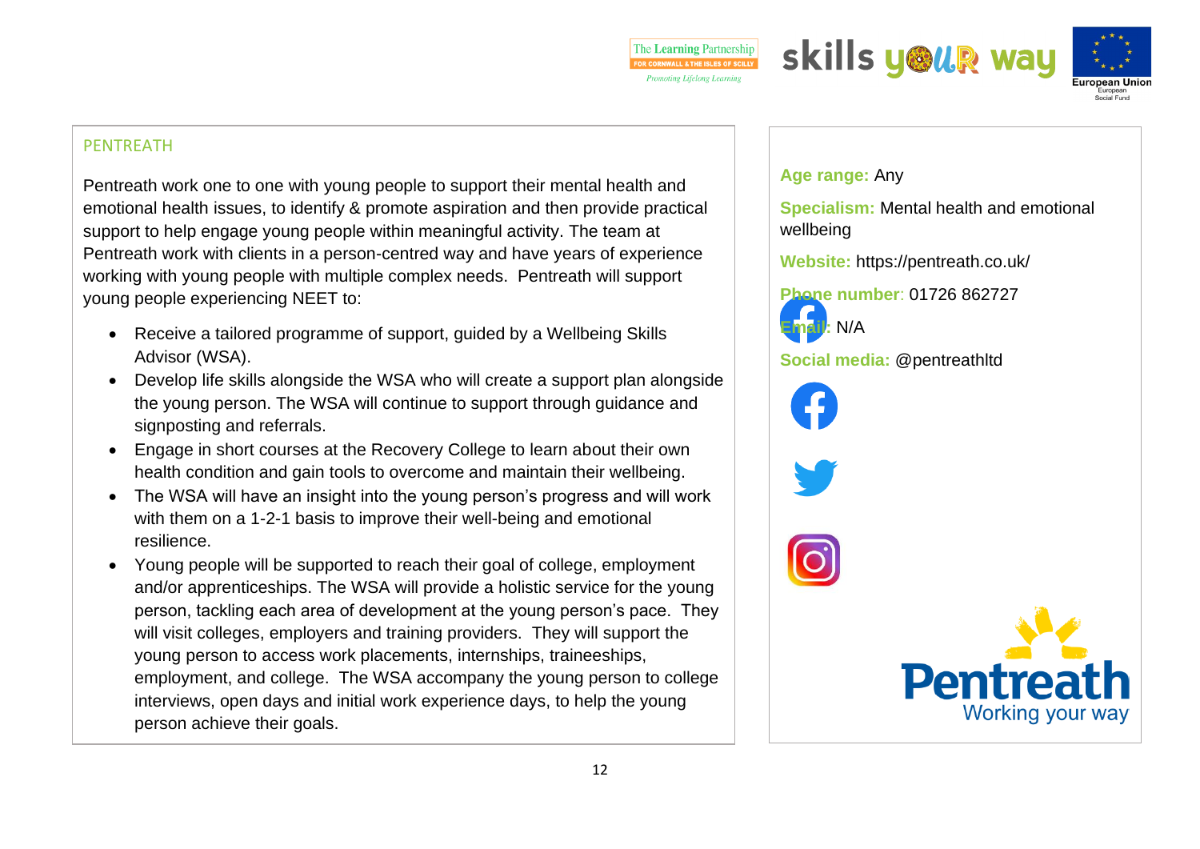## PENTREATH

Pentreath work one to one with young people to support their mental health and emotional health issues, to identify & promote aspiration and then provide practical support to help engage young people within meaningful activity. The team at Pentreath work with clients in a person-centred way and have years of experience working with young people with multiple complex needs. Pentreath will support young people experiencing NEET to:

- Receive a tailored programme of support, guided by a Wellbeing Skills Advisor (WSA).
- Develop life skills alongside the WSA who will create a support plan alongside the young person. The WSA will continue to support through guidance and signposting and referrals.
- Engage in short courses at the Recovery College to learn about their own health condition and gain tools to overcome and maintain their wellbeing.
- The WSA will have an insight into the young person's progress and will work with them on a 1-2-1 basis to improve their well-being and emotional resilience.
- Young people will be supported to reach their goal of college, employment and/or apprenticeships. The WSA will provide a holistic service for the young person, tackling each area of development at the young person's pace. They will visit colleges, employers and training providers. They will support the young person to access work placements, internships, traineeships, employment, and college. The WSA accompany the young person to college interviews, open days and initial work experience days, to help the young person achieve their goals.

**Age range:** Any

**Specialism:** Mental health and emotional wellbeing

**Website:** https://pentreath.co.uk/

**Phone number:** 01726 862727

**Email:** N/A

**Social media:** @pentreathltd

Pentreath
Working your way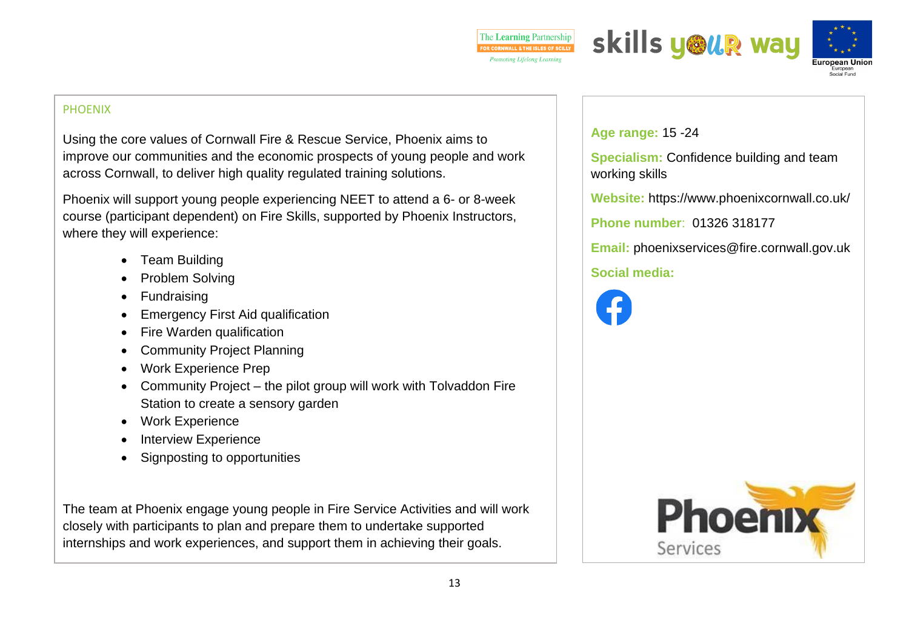## PHOENIX

Using the core values of Cornwall Fire & Rescue Service, Phoenix aims to improve our communities and the economic prospects of young people and work across Cornwall, to deliver high quality regulated training solutions.

Phoenix will support young people experiencing NEET to attend a 6- or 8-week course (participant dependent) on Fire Skills, supported by Phoenix Instructors, where they will experience:

- Team Building
- Problem Solving
- Fundraising
- Emergency First Aid qualification
- Fire Warden qualification
- Community Project Planning
- Work Experience Prep
- Community Project – the pilot group will work with Tolvaddon Fire Station to create a sensory garden
- Work Experience
- Interview Experience
- Signposting to opportunities

The team at Phoenix engage young people in Fire Service Activities and will work closely with participants to plan and prepare them to undertake supported internships and work experiences, and support them in achieving their goals.

**Age range:** 15 -24

**Specialism:** Confidence building and team working skills

**Website:** https://www.phoenixcornwall.co.uk/

**Phone number**: 01326 318177

**Email:** phoenixservices@fire.cornwall.gov.uk

**Social media:**

Phoenix Services